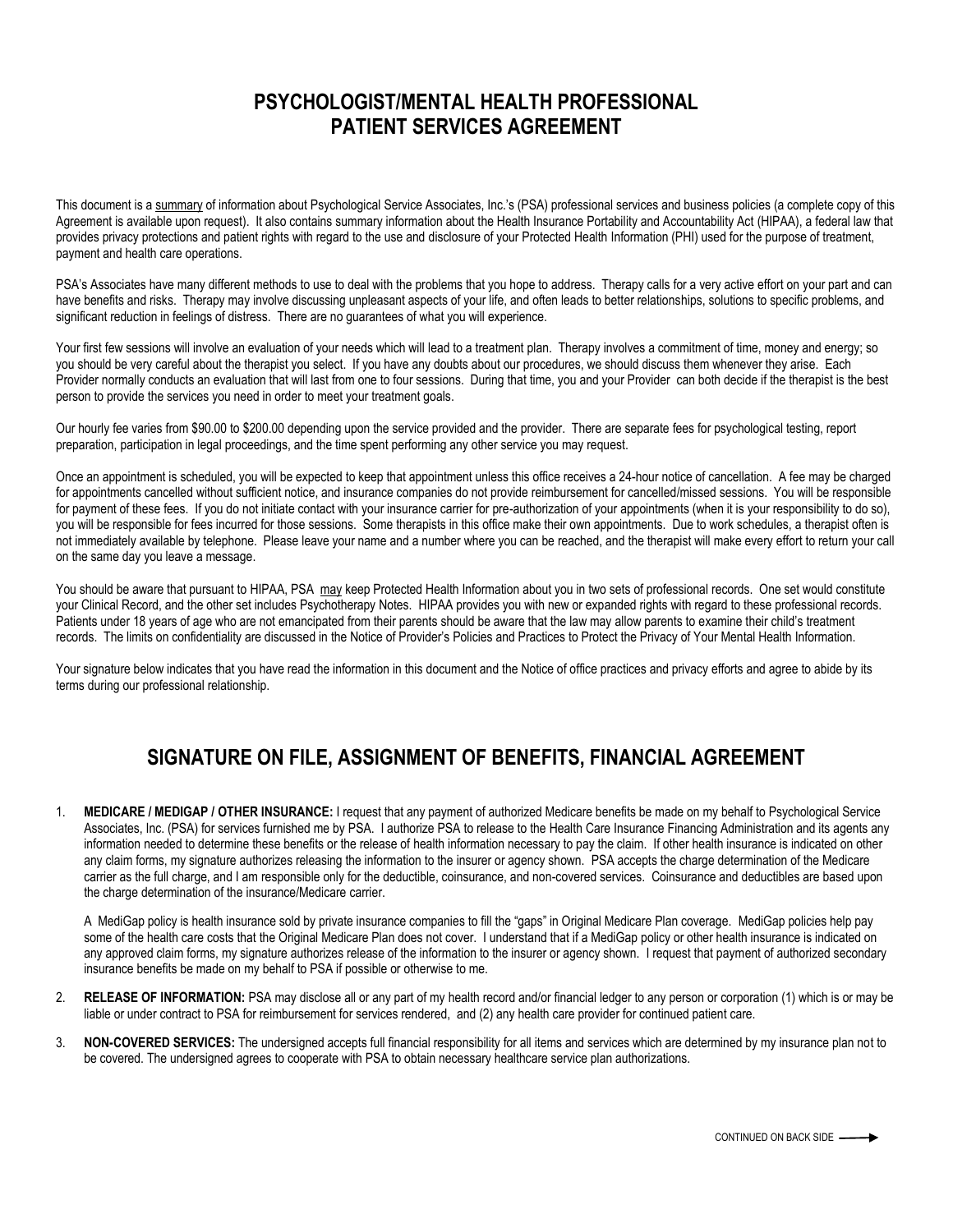# PSYCHOLOGIST/MENTAL HEALTH PROFESSIONAL PATIENT SERVICES AGREEMENT

This document is a summary of information about Psychological Service Associates, Inc.'s (PSA) professional services and business policies (a complete copy of this Agreement is available upon request). It also contains summary information about the Health Insurance Portability and Accountability Act (HIPAA), a federal law that provides privacy protections and patient rights with regard to the use and disclosure of your Protected Health Information (PHI) used for the purpose of treatment, payment and health care operations.

PSA's Associates have many different methods to use to deal with the problems that you hope to address. Therapy calls for a very active effort on your part and can have benefits and risks. Therapy may involve discussing unpleasant aspects of your life, and often leads to better relationships, solutions to specific problems, and significant reduction in feelings of distress. There are no guarantees of what you will experience.

Your first few sessions will involve an evaluation of your needs which will lead to a treatment plan. Therapy involves a commitment of time, money and energy; so you should be very careful about the therapist you select. If you have any doubts about our procedures, we should discuss them whenever they arise. Each Provider normally conducts an evaluation that will last from one to four sessions. During that time, you and your Provider can both decide if the therapist is the best person to provide the services you need in order to meet your treatment goals.

Our hourly fee varies from $90.00 to $200.00 depending upon the service provided and the provider. There are separate fees for psychological testing, report preparation, participation in legal proceedings, and the time spent performing any other service you may request.

Once an appointment is scheduled, you will be expected to keep that appointment unless this office receives a 24-hour notice of cancellation. A fee may be charged for appointments cancelled without sufficient notice, and insurance companies do not provide reimbursement for cancelled/missed sessions. You will be responsible for payment of these fees. If you do not initiate contact with your insurance carrier for pre-authorization of your appointments (when it is your responsibility to do so), you will be responsible for fees incurred for those sessions. Some therapists in this office make their own appointments. Due to work schedules, a therapist often is not immediately available by telephone. Please leave your name and a number where you can be reached, and the therapist will make every effort to return your call on the same day you leave a message.

You should be aware that pursuant to HIPAA, PSA may keep Protected Health Information about you in two sets of professional records. One set would constitute your Clinical Record, and the other set includes Psychotherapy Notes. HIPAA provides you with new or expanded rights with regard to these professional records. Patients under 18 years of age who are not emancipated from their parents should be aware that the law may allow parents to examine their child's treatment records. The limits on confidentiality are discussed in the Notice of Provider's Policies and Practices to Protect the Privacy of Your Mental Health Information.

Your signature below indicates that you have read the information in this document and the Notice of office practices and privacy efforts and agree to abide by its terms during our professional relationship.

# SIGNATURE ON FILE, ASSIGNMENT OF BENEFITS, FINANCIAL AGREEMENT

1. **MEDICARE / MEDIGAP / OTHER INSURANCE:** I request that any payment of authorized Medicare benefits be made on my behalf to Psychological Service Associates, Inc. (PSA) for services furnished me by PSA. I authorize PSA to release to the Health Care Insurance Financing Administration and its agents any information needed to determine these benefits or the release of health information necessary to pay the claim. If other health insurance is indicated on other any claim forms, my signature authorizes releasing the information to the insurer or agency shown. PSA accepts the charge determination of the Medicare carrier as the full charge, and I am responsible only for the deductible, coinsurance, and non-covered services. Coinsurance and deductibles are based upon the charge determination of the insurance/Medicare carrier.

   A MediGap policy is health insurance sold by private insurance companies to fill the "gaps" in Original Medicare Plan coverage. MediGap policies help pay some of the health care costs that the Original Medicare Plan does not cover. I understand that if a MediGap policy or other health insurance is indicated on any approved claim forms, my signature authorizes release of the information to the insurer or agency shown. I request that payment of authorized secondary insurance benefits be made on my behalf to PSA if possible or otherwise to me.

2. **RELEASE OF INFORMATION:** PSA may disclose all or any part of my health record and/or financial ledger to any person or corporation (1) which is or may be liable or under contract to PSA for reimbursement for services rendered, and (2) any health care provider for continued patient care.

3. **NON-COVERED SERVICES:** The undersigned accepts full financial responsibility for all items and services which are determined by my insurance plan not to be covered. The undersigned agrees to cooperate with PSA to obtain necessary healthcare service plan authorizations.

CONTINUED ON BACK SIDE →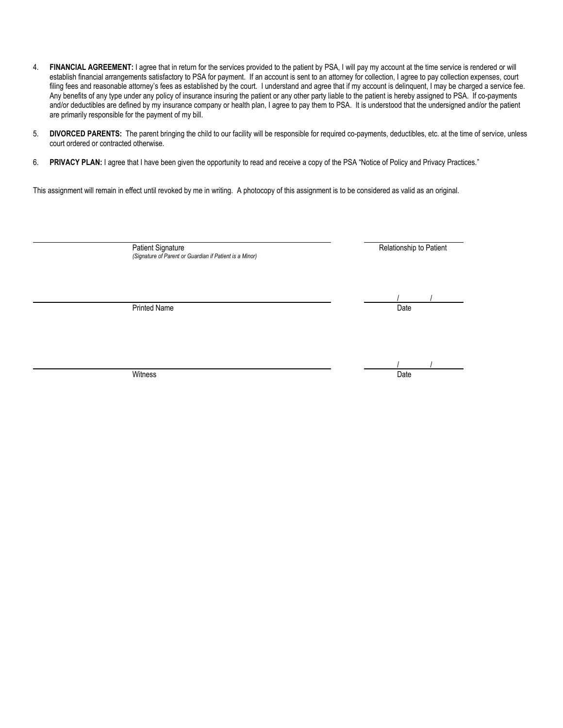4. **FINANCIAL AGREEMENT:** I agree that in return for the services provided to the patient by PSA, I will pay my account at the time service is rendered or will establish financial arrangements satisfactory to PSA for payment. If an account is sent to an attorney for collection, I agree to pay collection expenses, court filing fees and reasonable attorney's fees as established by the court. I understand and agree that if my account is delinquent, I may be charged a service fee. Any benefits of any type under any policy of insurance insuring the patient or any other party liable to the patient is hereby assigned to PSA. If co-payments and/or deductibles are defined by my insurance company or health plan, I agree to pay them to PSA. It is understood that the undersigned and/or the patient are primarily responsible for the payment of my bill.

5. **DIVORCED PARENTS:** The parent bringing the child to our facility will be responsible for required co-payments, deductibles, etc. at the time of service, unless court ordered or contracted otherwise.

6. **PRIVACY PLAN:** I agree that I have been given the opportunity to read and receive a copy of the PSA "Notice of Policy and Privacy Practices."

This assignment will remain in effect until revoked by me in writing. A photocopy of this assignment is to be considered as valid as an original.

______________________________________________ ______________________
Patient Signature Relationship to Patient
*(Signature of Parent or Guardian if Patient is a Minor)*

______________________________________________ ______/______/______
Printed Name Date

______________________________________________ ______/______/______
Witness Date